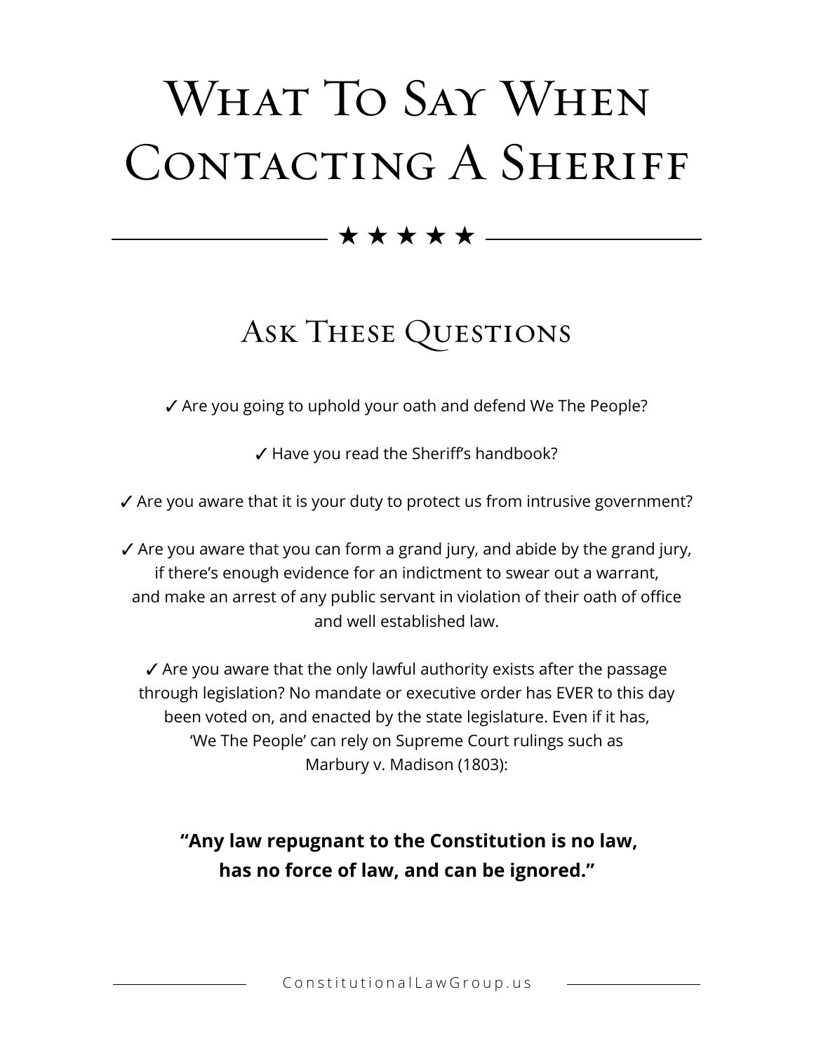# What To Say When Contacting A Sheriff

★ ★ ★ ★ ★

## Ask These Questions

✓ Are you going to uphold your oath and defend We The People?

✓ Have you read the Sheriff's handbook?

✓ Are you aware that it is your duty to protect us from intrusive government?

✓ Are you aware that you can form a grand jury, and abide by the grand jury, if there's enough evidence for an indictment to swear out a warrant, and make an arrest of any public servant in violation of their oath of office and well established law.

✓ Are you aware that the only lawful authority exists after the passage through legislation? No mandate or executive order has EVER to this day been voted on, and enacted by the state legislature. Even if it has, 'We The People' can rely on Supreme Court rulings such as Marbury v. Madison (1803):

**"Any law repugnant to the Constitution is no law, has no force of law, and can be ignored."**

ConstitutionalLawGroup.us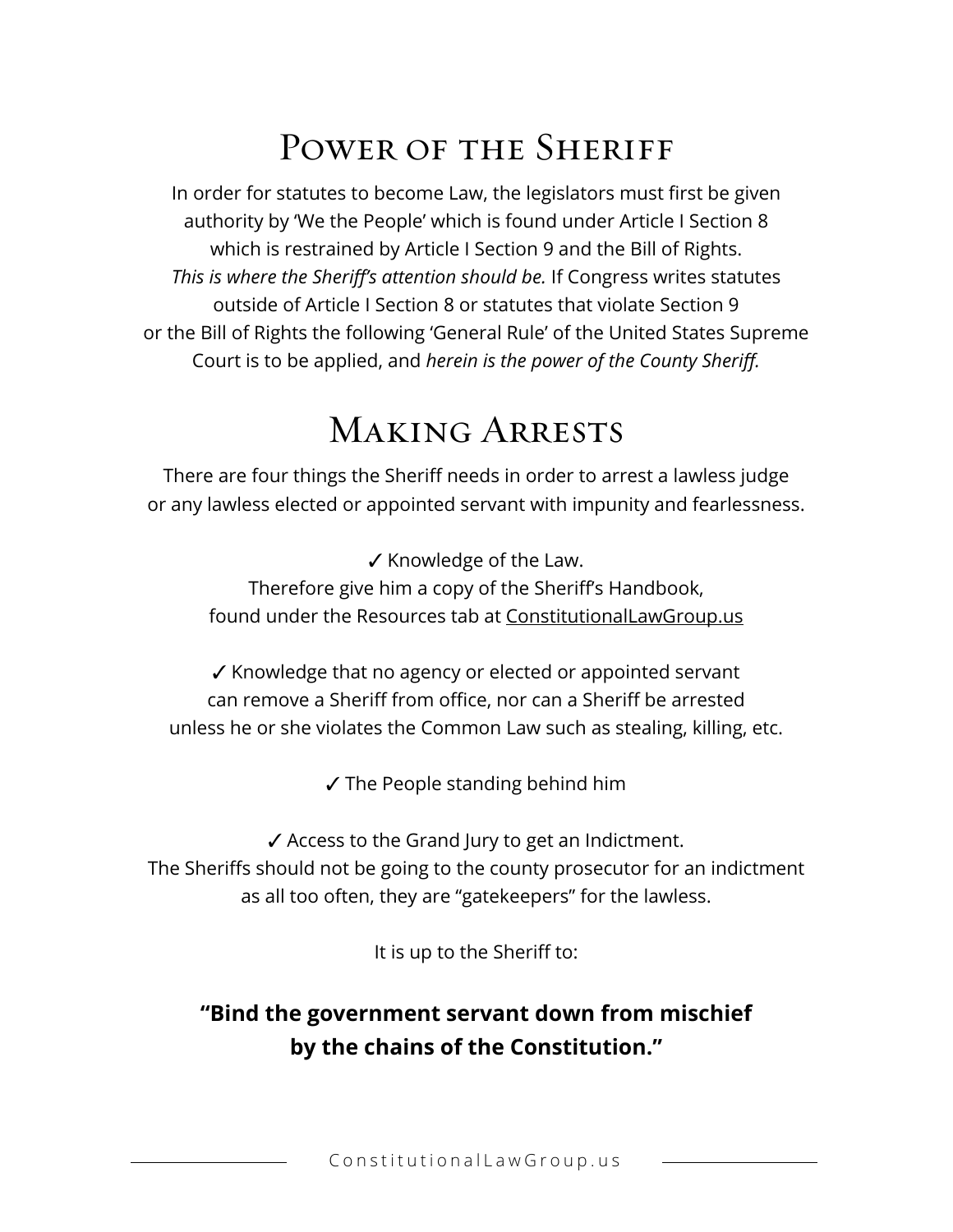# Power of the Sheriff

In order for statutes to become Law, the legislators must first be given authority by 'We the People' which is found under Article I Section 8 which is restrained by Article I Section 9 and the Bill of Rights. *This is where the Sheriff's attention should be.* If Congress writes statutes outside of Article I Section 8 or statutes that violate Section 9 or the Bill of Rights the following 'General Rule' of the United States Supreme Court is to be applied, and *herein is the power of the County Sheriff.*

# Making Arrests

There are four things the Sheriff needs in order to arrest a lawless judge or any lawless elected or appointed servant with impunity and fearlessness.

✓ Knowledge of the Law.
Therefore give him a copy of the Sheriff's Handbook, found under the Resources tab at ConstitutionalLawGroup.us

✓ Knowledge that no agency or elected or appointed servant can remove a Sheriff from office, nor can a Sheriff be arrested unless he or she violates the Common Law such as stealing, killing, etc.

✓ The People standing behind him

✓ Access to the Grand Jury to get an Indictment.
The Sheriffs should not be going to the county prosecutor for an indictment as all too often, they are "gatekeepers" for the lawless.

It is up to the Sheriff to:

**"Bind the government servant down from mischief by the chains of the Constitution."**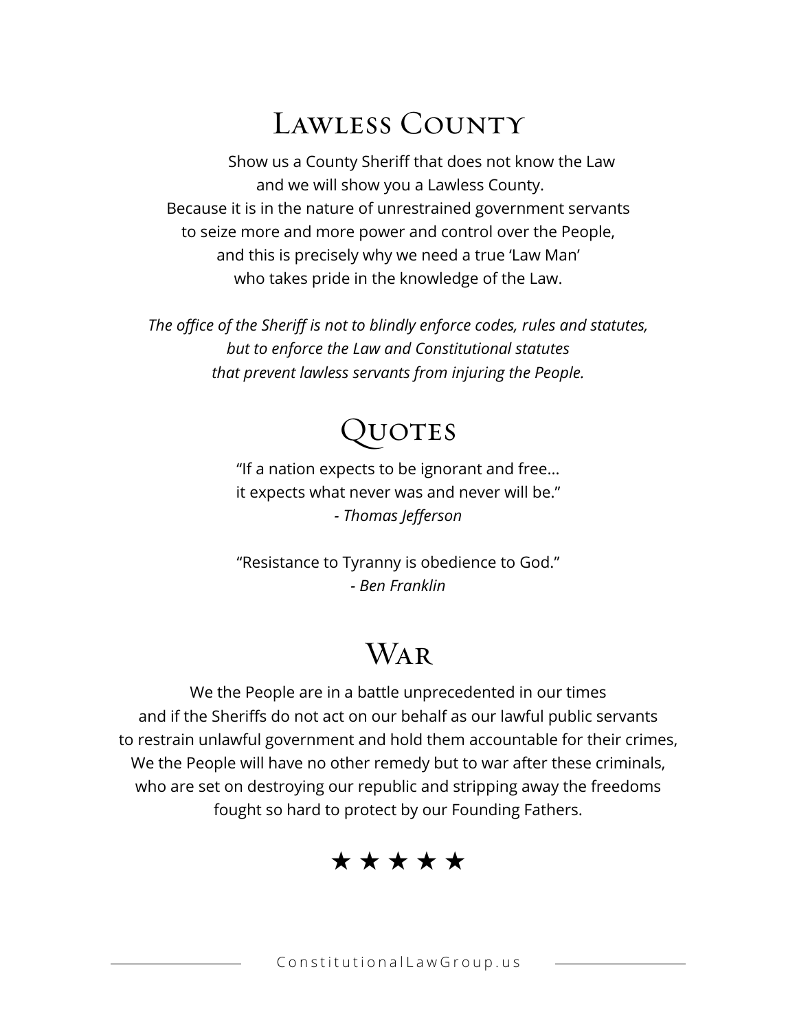## Lawless County

Show us a County Sheriff that does not know the Law
and we will show you a Lawless County.
Because it is in the nature of unrestrained government servants
to seize more and more power and control over the People,
and this is precisely why we need a true 'Law Man'
who takes pride in the knowledge of the Law.

*The office of the Sheriff is not to blindly enforce codes, rules and statutes,
but to enforce the Law and Constitutional statutes
that prevent lawless servants from injuring the People.*

## Quotes

"If a nation expects to be ignorant and free…
it expects what never was and never will be."
*- Thomas Jefferson*

"Resistance to Tyranny is obedience to God."
*- Ben Franklin*

## War

We the People are in a battle unprecedented in our times
and if the Sheriffs do not act on our behalf as our lawful public servants
to restrain unlawful government and hold them accountable for their crimes,
We the People will have no other remedy but to war after these criminals,
who are set on destroying our republic and stripping away the freedoms
fought so hard to protect by our Founding Fathers.

★ ★ ★ ★ ★

ConstitutionalLawGroup.us